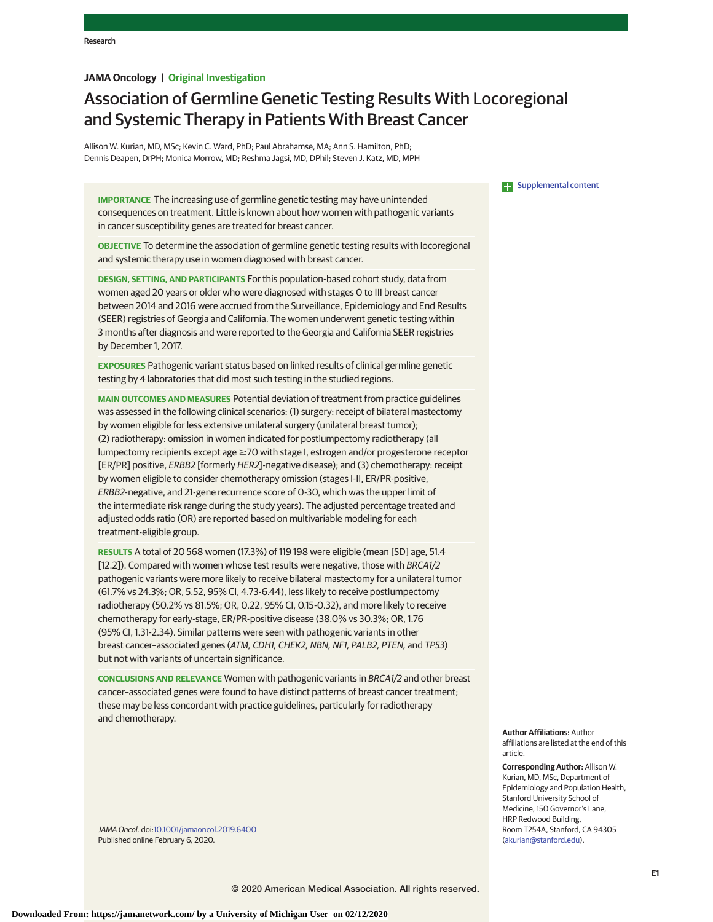JAMA Oncology | Original Investigation

# Association of Germline Genetic Testing Results With Locoregional and Systemic Therapy in Patients With Breast Cancer

Allison W. Kurian, MD, MSc; Kevin C. Ward, PhD; Paul Abrahamse, MA; Ann S. Hamilton, PhD; Dennis Deapen, DrPH; Monica Morrow, MD; Reshma Jagsi, MD, DPhil; Steven J. Katz, MD, MPH

Supplemental content

**IMPORTANCE** The increasing use of germline genetic testing may have unintended consequences on treatment. Little is known about how women with pathogenic variants in cancer susceptibility genes are treated for breast cancer.

**OBJECTIVE** To determine the association of germline genetic testing results with locoregional and systemic therapy use in women diagnosed with breast cancer.

**DESIGN, SETTING, AND PARTICIPANTS** For this population-based cohort study, data from women aged 20 years or older who were diagnosed with stages 0 to III breast cancer between 2014 and 2016 were accrued from the Surveillance, Epidemiology and End Results (SEER) registries of Georgia and California. The women underwent genetic testing within 3 months after diagnosis and were reported to the Georgia and California SEER registries by December 1, 2017.

**EXPOSURES** Pathogenic variant status based on linked results of clinical germline genetic testing by 4 laboratories that did most such testing in the studied regions.

**MAIN OUTCOMES AND MEASURES** Potential deviation of treatment from practice guidelines was assessed in the following clinical scenarios: (1) surgery: receipt of bilateral mastectomy by women eligible for less extensive unilateral surgery (unilateral breast tumor); (2) radiotherapy: omission in women indicated for postlumpectomy radiotherapy (all lumpectomy recipients except age ≥70 with stage I, estrogen and/or progesterone receptor [ER/PR] positive, *ERBB2* [formerly *HER2*]-negative disease); and (3) chemotherapy: receipt by women eligible to consider chemotherapy omission (stages I-II, ER/PR-positive, *ERBB2*-negative, and 21-gene recurrence score of 0-30, which was the upper limit of the intermediate risk range during the study years). The adjusted percentage treated and adjusted odds ratio (OR) are reported based on multivariable modeling for each treatment-eligible group.

**RESULTS** A total of 20 568 women (17.3%) of 119 198 were eligible (mean [SD] age, 51.4 [12.2]). Compared with women whose test results were negative, those with *BRCA1/2* pathogenic variants were more likely to receive bilateral mastectomy for a unilateral tumor (61.7% vs 24.3%; OR, 5.52, 95% CI, 4.73-6.44), less likely to receive postlumpectomy radiotherapy (50.2% vs 81.5%; OR, 0.22, 95% CI, 0.15-0.32), and more likely to receive chemotherapy for early-stage, ER/PR-positive disease (38.0% vs 30.3%; OR, 1.76 (95% CI, 1.31-2.34). Similar patterns were seen with pathogenic variants in other breast cancer–associated genes (*ATM, CDH1, CHEK2, NBN, NF1, PALB2, PTEN,* and *TP53*) but not with variants of uncertain significance.

**CONCLUSIONS AND RELEVANCE** Women with pathogenic variants in *BRCA1/2* and other breast cancer–associated genes were found to have distinct patterns of breast cancer treatment; these may be less concordant with practice guidelines, particularly for radiotherapy and chemotherapy.

*JAMA Oncol.* doi:10.1001/jamaoncol.2019.6400
Published online February 6, 2020.

**Author Affiliations:** Author affiliations are listed at the end of this article.

**Corresponding Author:** Allison W. Kurian, MD, MSc, Department of Epidemiology and Population Health, Stanford University School of Medicine, 150 Governor's Lane, HRP Redwood Building, Room T254A, Stanford, CA 94305 (akurian@stanford.edu).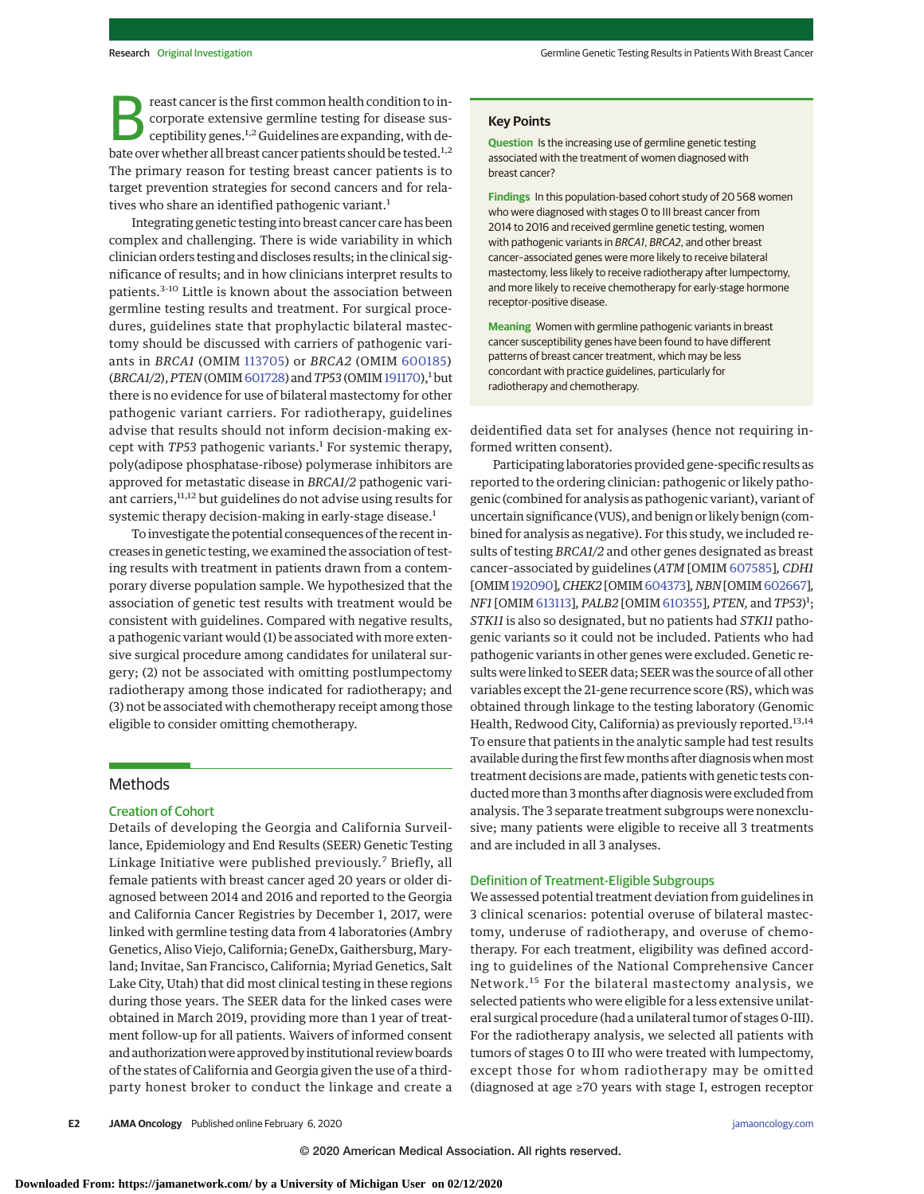Breast cancer is the first common health condition to incorporate extensive germline testing for disease susceptibility genes.[1,2] Guidelines are expanding, with debate over whether all breast cancer patients should be tested.[1,2] The primary reason for testing breast cancer patients is to target prevention strategies for second cancers and for relatives who share an identified pathogenic variant.[1]

Integrating genetic testing into breast cancer care has been complex and challenging. There is wide variability in which clinician orders testing and discloses results; in the clinical significance of results; and in how clinicians interpret results to patients.[3-10] Little is known about the association between germline testing results and treatment. For surgical procedures, guidelines state that prophylactic bilateral mastectomy should be discussed with carriers of pathogenic variants in *BRCA1* (OMIM 113705) or *BRCA2* (OMIM 600185) (*BRCA1/2*), *PTEN* (OMIM 601728) and *TP53* (OMIM 191170),[1] but there is no evidence for use of bilateral mastectomy for other pathogenic variant carriers. For radiotherapy, guidelines advise that results should not inform decision-making except with *TP53* pathogenic variants.[1] For systemic therapy, poly(adipose phosphatase-ribose) polymerase inhibitors are approved for metastatic disease in *BRCA1/2* pathogenic variant carriers,[11,12] but guidelines do not advise using results for systemic therapy decision-making in early-stage disease.[1]

To investigate the potential consequences of the recent increases in genetic testing, we examined the association of testing results with treatment in patients drawn from a contemporary diverse population sample. We hypothesized that the association of genetic test results with treatment would be consistent with guidelines. Compared with negative results, a pathogenic variant would (1) be associated with more extensive surgical procedure among candidates for unilateral surgery; (2) not be associated with omitting postlumpectomy radiotherapy among those indicated for radiotherapy; and (3) not be associated with chemotherapy receipt among those eligible to consider omitting chemotherapy.

## Key Points

**Question** Is the increasing use of germline genetic testing associated with the treatment of women diagnosed with breast cancer?

**Findings** In this population-based cohort study of 20 568 women who were diagnosed with stages 0 to III breast cancer from 2014 to 2016 and received germline genetic testing, women with pathogenic variants in *BRCA1*, *BRCA2*, and other breast cancer–associated genes were more likely to receive bilateral mastectomy, less likely to receive radiotherapy after lumpectomy, and more likely to receive chemotherapy for early-stage hormone receptor–positive disease.

**Meaning** Women with germline pathogenic variants in breast cancer susceptibility genes have been found to have different patterns of breast cancer treatment, which may be less concordant with practice guidelines, particularly for radiotherapy and chemotherapy.

## Methods

### Creation of Cohort

Details of developing the Georgia and California Surveillance, Epidemiology and End Results (SEER) Genetic Testing Linkage Initiative were published previously.[7] Briefly, all female patients with breast cancer aged 20 years or older diagnosed between 2014 and 2016 and reported to the Georgia and California Cancer Registries by December 1, 2017, were linked with germline testing data from 4 laboratories (Ambry Genetics, Aliso Viejo, California; GeneDx, Gaithersburg, Maryland; Invitae, San Francisco, California; Myriad Genetics, Salt Lake City, Utah) that did most clinical testing in these regions during those years. The SEER data for the linked cases were obtained in March 2019, providing more than 1 year of treatment follow-up for all patients. Waivers of informed consent and authorization were approved by institutional review boards of the states of California and Georgia given the use of a third-party honest broker to conduct the linkage and create a deidentified data set for analyses (hence not requiring informed written consent).

Participating laboratories provided gene-specific results as reported to the ordering clinician: pathogenic or likely pathogenic (combined for analysis as pathogenic variant), variant of uncertain significance (VUS), and benign or likely benign (combined for analysis as negative). For this study, we included results of testing *BRCA1/2* and other genes designated as breast cancer–associated by guidelines (*ATM* [OMIM 607585], *CDH1* [OMIM 192090], *CHEK2* [OMIM 604373], *NBN* [OMIM 602667], *NF1* [OMIM 613113], *PALB2* [OMIM 610355], *PTEN*, and *TP53*)[1]; *STK11* is also so designated, but no patients had *STK11* pathogenic variants so it could not be included. Patients who had pathogenic variants in other genes were excluded. Genetic results were linked to SEER data; SEER was the source of all other variables except the 21-gene recurrence score (RS), which was obtained through linkage to the testing laboratory (Genomic Health, Redwood City, California) as previously reported.[13,14] To ensure that patients in the analytic sample had test results available during the first few months after diagnosis when most treatment decisions are made, patients with genetic tests conducted more than 3 months after diagnosis were excluded from analysis. The 3 separate treatment subgroups were nonexclusive; many patients were eligible to receive all 3 treatments and are included in all 3 analyses.

### Definition of Treatment-Eligible Subgroups

We assessed potential treatment deviation from guidelines in 3 clinical scenarios: potential overuse of bilateral mastectomy, underuse of radiotherapy, and overuse of chemotherapy. For each treatment, eligibility was defined according to guidelines of the National Comprehensive Cancer Network.[15] For the bilateral mastectomy analysis, we selected patients who were eligible for a less extensive unilateral surgical procedure (had a unilateral tumor of stages 0-III). For the radiotherapy analysis, we selected all patients with tumors of stages 0 to III who were treated with lumpectomy, except those for whom radiotherapy may be omitted (diagnosed at age ≥70 years with stage I, estrogen receptor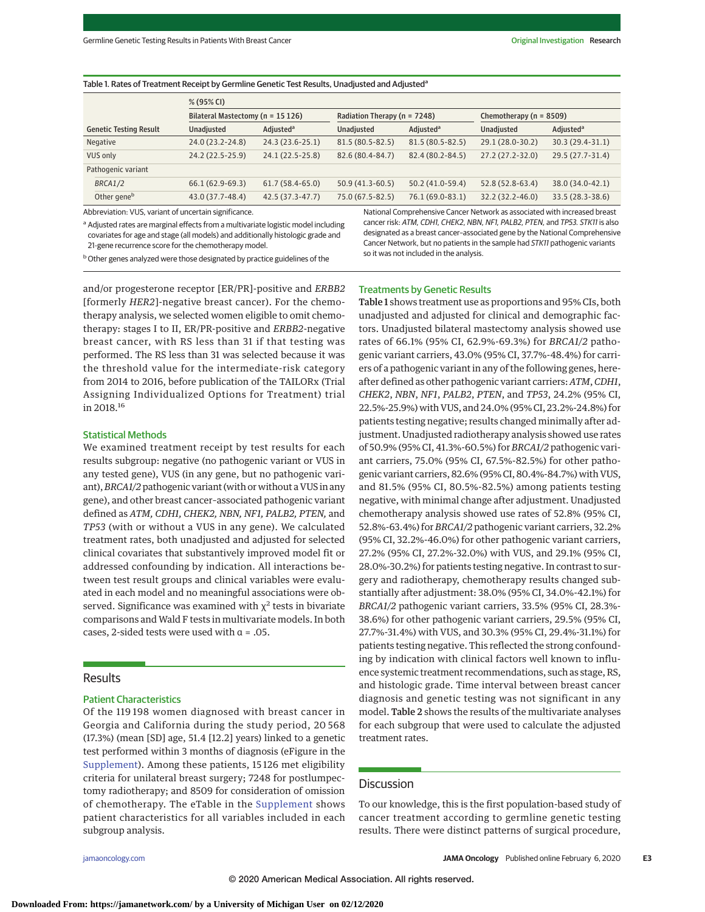Table 1. Rates of Treatment Receipt by Germline Genetic Test Results, Unadjusted and Adjusted[a]

| Genetic Testing Result | Bilateral Mastectomy (n = 15 126), % (95% CI) | | Radiation Therapy (n = 7248), % (95% CI) | | Chemotherapy (n = 8509), % (95% CI) | |
|---|---|---|---|---|---|---|
| | Unadjusted | Adjusted[a] | Unadjusted | Adjusted[a] | Unadjusted | Adjusted[a] |
| Negative | 24.0 (23.2-24.8) | 24.3 (23.6-25.1) | 81.5 (80.5-82.5) | 81.5 (80.5-82.5) | 29.1 (28.0-30.2) | 30.3 (29.4-31.1) |
| VUS only | 24.2 (22.5-25.9) | 24.1 (22.5-25.8) | 82.6 (80.4-84.7) | 82.4 (80.2-84.5) | 27.2 (27.2-32.0) | 29.5 (27.7-31.4) |
| Pathogenic variant | | | | | | |
| *BRCA1/2* | 66.1 (62.9-69.3) | 61.7 (58.4-65.0) | 50.9 (41.3-60.5) | 50.2 (41.0-59.4) | 52.8 (52.8-63.4) | 38.0 (34.0-42.1) |
| Other gene[b] | 43.0 (37.7-48.4) | 42.5 (37.3-47.7) | 75.0 (67.5-82.5) | 76.1 (69.0-83.1) | 32.2 (32.2-46.0) | 33.5 (28.3-38.6) |

Abbreviation: VUS, variant of uncertain significance.

[a] Adjusted rates are marginal effects from a multivariate logistic model including covariates for age and stage (all models) and additionally histologic grade and 21-gene recurrence score for the chemotherapy model.

[b] Other genes analyzed were those designated by practice guidelines of the National Comprehensive Cancer Network as associated with increased breast cancer risk: *ATM, CDH1, CHEK2, NBN, NF1, PALB2, PTEN,* and *TP53*. *STK11* is also designated as a breast cancer–associated gene by the National Comprehensive Cancer Network, but no patients in the sample had *STK11* pathogenic variants so it was not included in the analysis.

and/or progesterone receptor [ER/PR]-positive and *ERBB2* [formerly *HER2*]-negative breast cancer). For the chemotherapy analysis, we selected women eligible to omit chemotherapy: stages I to II, ER/PR-positive and *ERBB2*-negative breast cancer, with RS less than 31 if that testing was performed. The RS less than 31 was selected because it was the threshold value for the intermediate-risk category from 2014 to 2016, before publication of the TAILORx (Trial Assigning Individualized Options for Treatment) trial in 2018.[16]

### Statistical Methods

We examined treatment receipt by test results for each results subgroup: negative (no pathogenic variant or VUS in any tested gene), VUS (in any gene, but no pathogenic variant), *BRCA1/2* pathogenic variant (with or without a VUS in any gene), and other breast cancer–associated pathogenic variant defined as *ATM, CDH1, CHEK2, NBN, NF1, PALB2, PTEN,* and *TP53* (with or without a VUS in any gene). We calculated treatment rates, both unadjusted and adjusted for selected clinical covariates that substantively improved model fit or addressed confounding by indication. All interactions between test result groups and clinical variables were evaluated in each model and no meaningful associations were observed. Significance was examined with $\chi^2$ tests in bivariate comparisons and Wald F tests in multivariate models. In both cases, 2-sided tests were used with $\alpha = .05$.

## Results

### Patient Characteristics

Of the 119 198 women diagnosed with breast cancer in Georgia and California during the study period, 20 568 (17.3%) (mean [SD] age, 51.4 [12.2] years) linked to a genetic test performed within 3 months of diagnosis (eFigure in the Supplement). Among these patients, 15 126 met eligibility criteria for unilateral breast surgery; 7248 for postlumpectomy radiotherapy; and 8509 for consideration of omission of chemotherapy. The eTable in the Supplement shows patient characteristics for all variables included in each subgroup analysis.

### Treatments by Genetic Results

**Table 1** shows treatment use as proportions and 95% CIs, both unadjusted and adjusted for clinical and demographic factors. Unadjusted bilateral mastectomy analysis showed use rates of 66.1% (95% CI, 62.9%-69.3%) for *BRCA1/2* pathogenic variant carriers, 43.0% (95% CI, 37.7%-48.4%) for carriers of a pathogenic variant in any of the following genes, hereafter defined as other pathogenic variant carriers: *ATM*, *CDH1*, *CHEK2*, *NBN*, *NF1*, *PALB2*, *PTEN*, and *TP53*, 24.2% (95% CI, 22.5%-25.9%) with VUS, and 24.0% (95% CI, 23.2%-24.8%) for patients testing negative; results changed minimally after adjustment. Unadjusted radiotherapy analysis showed use rates of 50.9% (95% CI, 41.3%-60.5%) for *BRCA1/2* pathogenic variant carriers, 75.0% (95% CI, 67.5%-82.5%) for other pathogenic variant carriers, 82.6% (95% CI, 80.4%-84.7%) with VUS, and 81.5% (95% CI, 80.5%-82.5%) among patients testing negative, with minimal change after adjustment. Unadjusted chemotherapy analysis showed use rates of 52.8% (95% CI, 52.8%-63.4%) for *BRCA1/2* pathogenic variant carriers, 32.2% (95% CI, 32.2%-46.0%) for other pathogenic variant carriers, 27.2% (95% CI, 27.2%-32.0%) with VUS, and 29.1% (95% CI, 28.0%-30.2%) for patients testing negative. In contrast to surgery and radiotherapy, chemotherapy results changed substantially after adjustment: 38.0% (95% CI, 34.0%-42.1%) for *BRCA1/2* pathogenic variant carriers, 33.5% (95% CI, 28.3%-38.6%) for other pathogenic variant carriers, 29.5% (95% CI, 27.7%-31.4%) with VUS, and 30.3% (95% CI, 29.4%-31.1%) for patients testing negative. This reflected the strong confounding by indication with clinical factors well known to influence systemic treatment recommendations, such as stage, RS, and histologic grade. Time interval between breast cancer diagnosis and genetic testing was not significant in any model. **Table 2** shows the results of the multivariate analyses for each subgroup that were used to calculate the adjusted treatment rates.

## Discussion

To our knowledge, this is the first population-based study of cancer treatment according to germline genetic testing results. There were distinct patterns of surgical procedure,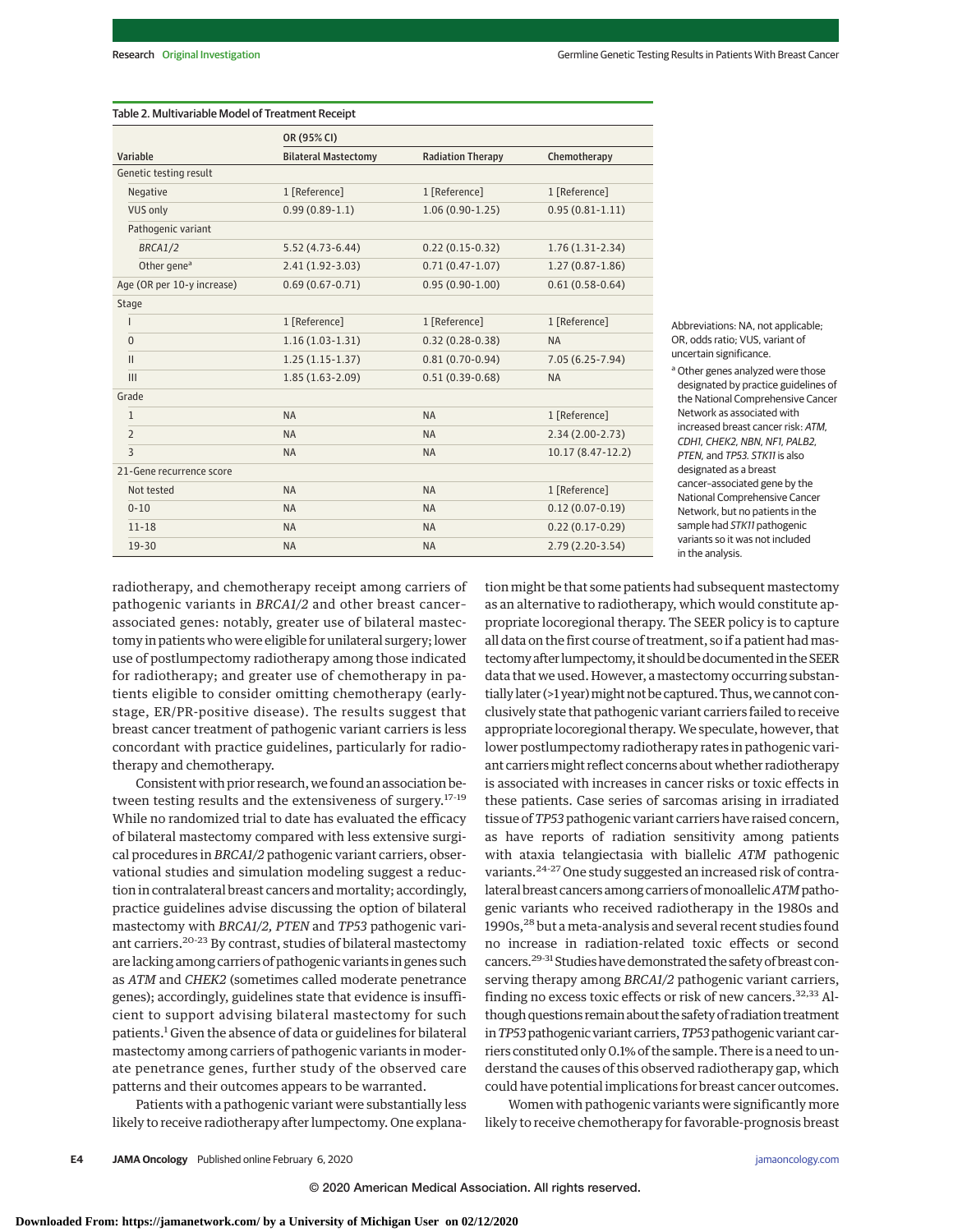Table 2. Multivariable Model of Treatment Receipt

| Variable | OR (95% CI) Bilateral Mastectomy | Radiation Therapy | Chemotherapy |
|---|---|---|---|
| Genetic testing result | | | |
| Negative | 1 [Reference] | 1 [Reference] | 1 [Reference] |
| VUS only | 0.99 (0.89-1.1) | 1.06 (0.90-1.25) | 0.95 (0.81-1.11) |
| Pathogenic variant | | | |
| *BRCA1/2* | 5.52 (4.73-6.44) | 0.22 (0.15-0.32) | 1.76 (1.31-2.34) |
| Other gene[a] | 2.41 (1.92-3.03) | 0.71 (0.47-1.07) | 1.27 (0.87-1.86) |
| Age (OR per 10-y increase) | 0.69 (0.67-0.71) | 0.95 (0.90-1.00) | 0.61 (0.58-0.64) |
| Stage | | | |
| I | 1 [Reference] | 1 [Reference] | 1 [Reference] |
| 0 | 1.16 (1.03-1.31) | 0.32 (0.28-0.38) | NA |
| II | 1.25 (1.15-1.37) | 0.81 (0.70-0.94) | 7.05 (6.25-7.94) |
| III | 1.85 (1.63-2.09) | 0.51 (0.39-0.68) | NA |
| Grade | | | |
| 1 | NA | NA | 1 [Reference] |
| 2 | NA | NA | 2.34 (2.00-2.73) |
| 3 | NA | NA | 10.17 (8.47-12.2) |
| 21-Gene recurrence score | | | |
| Not tested | NA | NA | 1 [Reference] |
| 0-10 | NA | NA | 0.12 (0.07-0.19) |
| 11-18 | NA | NA | 0.22 (0.17-0.29) |
| 19-30 | NA | NA | 2.79 (2.20-3.54) |

Abbreviations: NA, not applicable; OR, odds ratio; VUS, variant of uncertain significance.

[a] Other genes analyzed were those designated by practice guidelines of the National Comprehensive Cancer Network as associated with increased breast cancer risk: *ATM, CDH1, CHEK2, NBN, NF1, PALB2, PTEN,* and *TP53*. *STK11* is also designated as a breast cancer–associated gene by the National Comprehensive Cancer Network, but no patients in the sample had *STK11* pathogenic variants so it was not included in the analysis.

radiotherapy, and chemotherapy receipt among carriers of pathogenic variants in *BRCA1/2* and other breast cancer–associated genes: notably, greater use of bilateral mastectomy in patients who were eligible for unilateral surgery; lower use of postlumpectomy radiotherapy among those indicated for radiotherapy; and greater use of chemotherapy in patients eligible to consider omitting chemotherapy (early-stage, ER/PR-positive disease). The results suggest that breast cancer treatment of pathogenic variant carriers is less concordant with practice guidelines, particularly for radiotherapy and chemotherapy.

Consistent with prior research, we found an association between testing results and the extensiveness of surgery.[17-19] While no randomized trial to date has evaluated the efficacy of bilateral mastectomy compared with less extensive surgical procedures in *BRCA1/2* pathogenic variant carriers, observational studies and simulation modeling suggest a reduction in contralateral breast cancers and mortality; accordingly, practice guidelines advise discussing the option of bilateral mastectomy with *BRCA1/2, PTEN* and *TP53* pathogenic variant carriers.[20-23] By contrast, studies of bilateral mastectomy are lacking among carriers of pathogenic variants in genes such as *ATM* and *CHEK2* (sometimes called moderate penetrance genes); accordingly, guidelines state that evidence is insufficient to support advising bilateral mastectomy for such patients.[1] Given the absence of data or guidelines for bilateral mastectomy among carriers of pathogenic variants in moderate penetrance genes, further study of the observed care patterns and their outcomes appears to be warranted.

Patients with a pathogenic variant were substantially less likely to receive radiotherapy after lumpectomy. One explanation might be that some patients had subsequent mastectomy as an alternative to radiotherapy, which would constitute appropriate locoregional therapy. The SEER policy is to capture all data on the first course of treatment, so if a patient had mastectomy after lumpectomy, it should be documented in the SEER data that we used. However, a mastectomy occurring substantially later (>1 year) might not be captured. Thus, we cannot conclusively state that pathogenic variant carriers failed to receive appropriate locoregional therapy. We speculate, however, that lower postlumpectomy radiotherapy rates in pathogenic variant carriers might reflect concerns about whether radiotherapy is associated with increases in cancer risks or toxic effects in these patients. Case series of sarcomas arising in irradiated tissue of *TP53* pathogenic variant carriers have raised concern, as have reports of radiation sensitivity among patients with ataxia telangiectasia with biallelic *ATM* pathogenic variants.[24-27] One study suggested an increased risk of contralateral breast cancers among carriers of monoallelic *ATM* pathogenic variants who received radiotherapy in the 1980s and 1990s,[28] but a meta-analysis and several recent studies found no increase in radiation-related toxic effects or second cancers.[29-31] Studies have demonstrated the safety of breast conserving therapy among *BRCA1/2* pathogenic variant carriers, finding no excess toxic effects or risk of new cancers.[32,33] Although questions remain about the safety of radiation treatment in *TP53* pathogenic variant carriers, *TP53* pathogenic variant carriers constituted only 0.1% of the sample. There is a need to understand the causes of this observed radiotherapy gap, which could have potential implications for breast cancer outcomes.

Women with pathogenic variants were significantly more likely to receive chemotherapy for favorable-prognosis breast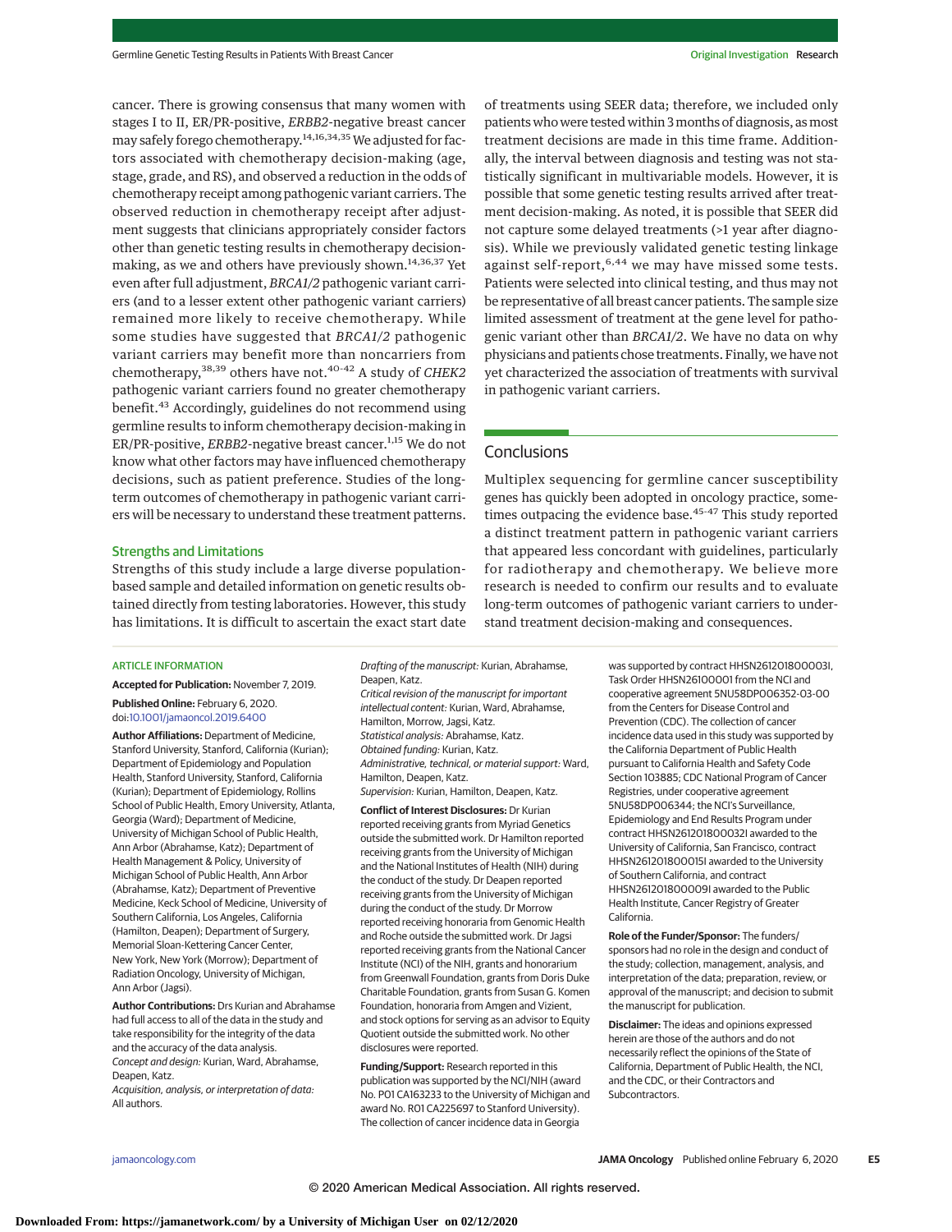cancer. There is growing consensus that many women with stages I to II, ER/PR-positive, *ERBB2*-negative breast cancer may safely forego chemotherapy.[14,16,34,35] We adjusted for factors associated with chemotherapy decision-making (age, stage, grade, and RS), and observed a reduction in the odds of chemotherapy receipt among pathogenic variant carriers. The observed reduction in chemotherapy receipt after adjustment suggests that clinicians appropriately consider factors other than genetic testing results in chemotherapy decision-making, as we and others have previously shown.[14,36,37] Yet even after full adjustment, *BRCA1/2* pathogenic variant carriers (and to a lesser extent other pathogenic variant carriers) remained more likely to receive chemotherapy. While some studies have suggested that *BRCA1/2* pathogenic variant carriers may benefit more than noncarriers from chemotherapy,[38,39] others have not.[40-42] A study of *CHEK2* pathogenic variant carriers found no greater chemotherapy benefit.[43] Accordingly, guidelines do not recommend using germline results to inform chemotherapy decision-making in ER/PR-positive, *ERBB2*-negative breast cancer.[1,15] We do not know what other factors may have influenced chemotherapy decisions, such as patient preference. Studies of the long-term outcomes of chemotherapy in pathogenic variant carriers will be necessary to understand these treatment patterns.

### Strengths and Limitations

Strengths of this study include a large diverse population-based sample and detailed information on genetic results obtained directly from testing laboratories. However, this study has limitations. It is difficult to ascertain the exact start date of treatments using SEER data; therefore, we included only patients who were tested within 3 months of diagnosis, as most treatment decisions are made in this time frame. Additionally, the interval between diagnosis and testing was not statistically significant in multivariable models. However, it is possible that some genetic testing results arrived after treatment decision-making. As noted, it is possible that SEER did not capture some delayed treatments (>1 year after diagnosis). While we previously validated genetic testing linkage against self-report,[6,44] we may have missed some tests. Patients were selected into clinical testing, and thus may not be representative of all breast cancer patients. The sample size limited assessment of treatment at the gene level for pathogenic variant other than *BRCA1/2*. We have no data on why physicians and patients chose treatments. Finally, we have not yet characterized the association of treatments with survival in pathogenic variant carriers.

## Conclusions

Multiplex sequencing for germline cancer susceptibility genes has quickly been adopted in oncology practice, sometimes outpacing the evidence base.[45-47] This study reported a distinct treatment pattern in pathogenic variant carriers that appeared less concordant with guidelines, particularly for radiotherapy and chemotherapy. We believe more research is needed to confirm our results and to evaluate long-term outcomes of pathogenic variant carriers to understand treatment decision-making and consequences.

#### ARTICLE INFORMATION

**Accepted for Publication:** November 7, 2019.

**Published Online:** February 6, 2020. doi:10.1001/jamaoncol.2019.6400

**Author Affiliations:** Department of Medicine, Stanford University, Stanford, California (Kurian); Department of Epidemiology and Population Health, Stanford University, Stanford, California (Kurian); Department of Epidemiology, Rollins School of Public Health, Emory University, Atlanta, Georgia (Ward); Department of Medicine, University of Michigan School of Public Health, Ann Arbor (Abrahamse, Katz); Department of Health Management & Policy, University of Michigan School of Public Health, Ann Arbor (Abrahamse, Katz); Department of Preventive Medicine, Keck School of Medicine, University of Southern California, Los Angeles, California (Hamilton, Deapen); Department of Surgery, Memorial Sloan-Kettering Cancer Center, New York, New York (Morrow); Department of Radiation Oncology, University of Michigan, Ann Arbor (Jagsi).

**Author Contributions:** Drs Kurian and Abrahamse had full access to all of the data in the study and take responsibility for the integrity of the data and the accuracy of the data analysis.
*Concept and design:* Kurian, Ward, Abrahamse, Deapen, Katz.
*Acquisition, analysis, or interpretation of data:* All authors.
*Drafting of the manuscript:* Kurian, Abrahamse, Deapen, Katz.
*Critical revision of the manuscript for important intellectual content:* Kurian, Ward, Abrahamse, Hamilton, Morrow, Jagsi, Katz.
*Statistical analysis:* Abrahamse, Katz.
*Obtained funding:* Kurian, Katz.
*Administrative, technical, or material support:* Ward, Hamilton, Deapen, Katz.
*Supervision:* Kurian, Hamilton, Deapen, Katz.

**Conflict of Interest Disclosures:** Dr Kurian reported receiving grants from Myriad Genetics outside the submitted work. Dr Hamilton reported receiving grants from the University of Michigan and the National Institutes of Health (NIH) during the conduct of the study. Dr Deapen reported receiving grants from the University of Michigan during the conduct of the study. Dr Morrow reported receiving honoraria from Genomic Health and Roche outside the submitted work. Dr Jagsi reported receiving grants from the National Cancer Institute (NCI) of the NIH, grants and honorarium from Greenwall Foundation, grants from Doris Duke Charitable Foundation, grants from Susan G. Komen Foundation, honoraria from Amgen and Vizient, and stock options for serving as an advisor to Equity Quotient outside the submitted work. No other disclosures were reported.

**Funding/Support:** Research reported in this publication was supported by the NCI/NIH (award No. P01 CA163233 to the University of Michigan and award No. R01 CA225697 to Stanford University). The collection of cancer incidence data in Georgia was supported by contract HHSN261201800003I, Task Order HHSN26100001 from the NCI and cooperative agreement 5NU58DP006352-03-00 from the Centers for Disease Control and Prevention (CDC). The collection of cancer incidence data used in this study was supported by the California Department of Public Health pursuant to California Health and Safety Code Section 103885; CDC National Program of Cancer Registries, under cooperative agreement 5NU58DP006344; the NCI's Surveillance, Epidemiology and End Results Program under contract HHSN261201800032I awarded to the University of California, San Francisco, contract HHSN261201800015I awarded to the University of Southern California, and contract HHSN261201800009I awarded to the Public Health Institute, Cancer Registry of Greater California.

**Role of the Funder/Sponsor:** The funders/sponsors had no role in the design and conduct of the study; collection, management, analysis, and interpretation of the data; preparation, review, or approval of the manuscript; and decision to submit the manuscript for publication.

**Disclaimer:** The ideas and opinions expressed herein are those of the authors and do not necessarily reflect the opinions of the State of California, Department of Public Health, the NCI, and the CDC, or their Contractors and Subcontractors.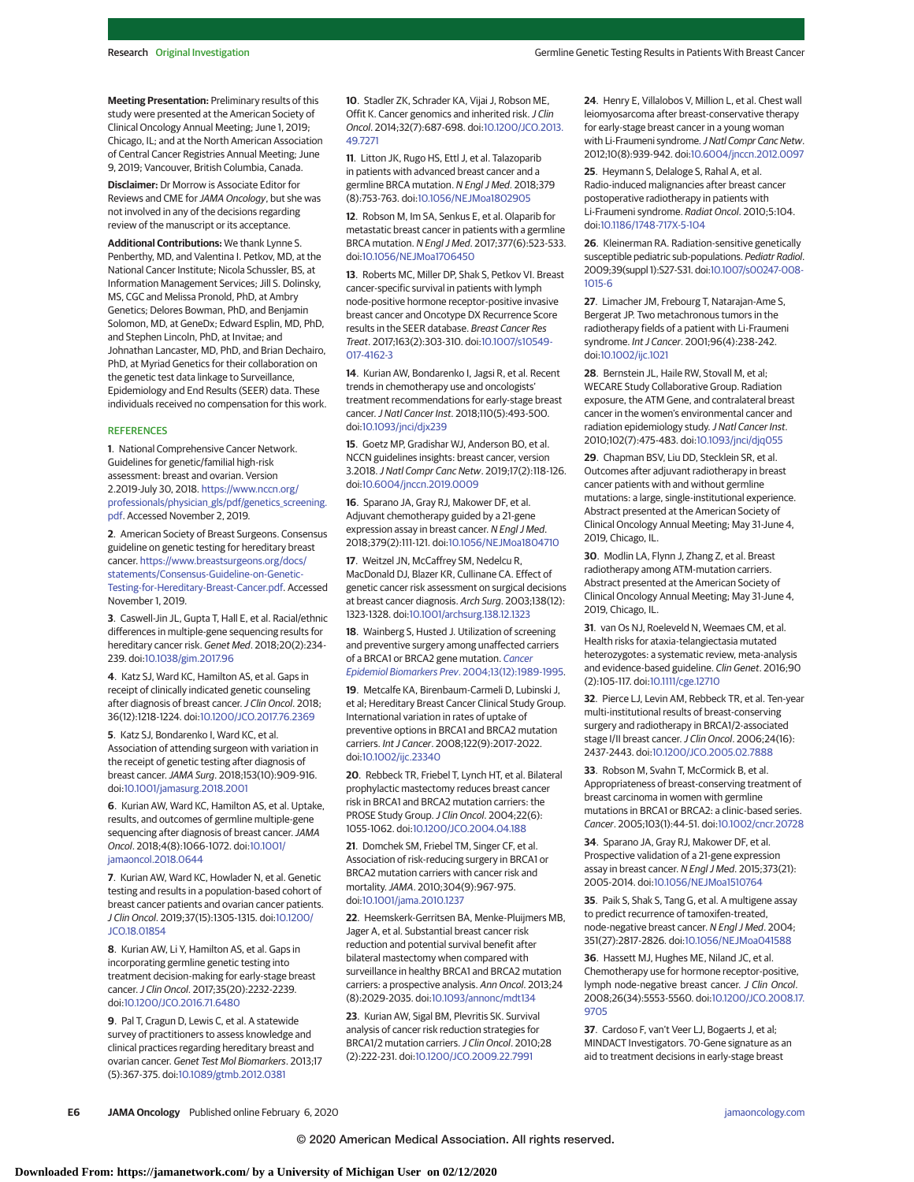**Meeting Presentation:** Preliminary results of this study were presented at the American Society of Clinical Oncology Annual Meeting; June 1, 2019; Chicago, IL; and at the North American Association of Central Cancer Registries Annual Meeting; June 9, 2019; Vancouver, British Columbia, Canada.

**Disclaimer:** Dr Morrow is Associate Editor for Reviews and CME for *JAMA Oncology*, but she was not involved in any of the decisions regarding review of the manuscript or its acceptance.

**Additional Contributions:** We thank Lynne S. Penberthy, MD, and Valentina I. Petkov, MD, at the National Cancer Institute; Nicola Schussler, BS, at Information Management Services; Jill S. Dolinsky, MS, CGC and Melissa Pronold, PhD, at Ambry Genetics; Delores Bowman, PhD, and Benjamin Solomon, MD, at GeneDx; Edward Esplin, MD, PhD, and Stephen Lincoln, PhD, at Invitae; and Johnathan Lancaster, MD, PhD, and Brian Dechairo, PhD, at Myriad Genetics for their collaboration on the genetic test data linkage to Surveillance, Epidemiology and End Results (SEER) data. These individuals received no compensation for this work.

## REFERENCES

1. National Comprehensive Cancer Network. Guidelines for genetic/familial high-risk assessment: breast and ovarian. Version 2.2019-July 30, 2018. https://www.nccn.org/professionals/physician_gls/pdf/genetics_screening.pdf. Accessed November 2, 2019.

2. American Society of Breast Surgeons. Consensus guideline on genetic testing for hereditary breast cancer. https://www.breastsurgeons.org/docs/statements/Consensus-Guideline-on-Genetic-Testing-for-Hereditary-Breast-Cancer.pdf. Accessed November 1, 2019.

3. Caswell-Jin JL, Gupta T, Hall E, et al. Racial/ethnic differences in multiple-gene sequencing results for hereditary cancer risk. *Genet Med*. 2018;20(2):234-239. doi:10.1038/gim.2017.96

4. Katz SJ, Ward KC, Hamilton AS, et al. Gaps in receipt of clinically indicated genetic counseling after diagnosis of breast cancer. *J Clin Oncol*. 2018;36(12):1218-1224. doi:10.1200/JCO.2017.76.2369

5. Katz SJ, Bondarenko I, Ward KC, et al. Association of attending surgeon with variation in the receipt of genetic testing after diagnosis of breast cancer. *JAMA Surg*. 2018;153(10):909-916. doi:10.1001/jamasurg.2018.2001

6. Kurian AW, Ward KC, Hamilton AS, et al. Uptake, results, and outcomes of germline multiple-gene sequencing after diagnosis of breast cancer. *JAMA Oncol*. 2018;4(8):1066-1072. doi:10.1001/jamaoncol.2018.0644

7. Kurian AW, Ward KC, Howlader N, et al. Genetic testing and results in a population-based cohort of breast cancer patients and ovarian cancer patients. *J Clin Oncol*. 2019;37(15):1305-1315. doi:10.1200/JCO.18.01854

8. Kurian AW, Li Y, Hamilton AS, et al. Gaps in incorporating germline genetic testing into treatment decision-making for early-stage breast cancer. *J Clin Oncol*. 2017;35(20):2232-2239. doi:10.1200/JCO.2016.71.6480

9. Pal T, Cragun D, Lewis C, et al. A statewide survey of practitioners to assess knowledge and clinical practices regarding hereditary breast and ovarian cancer. *Genet Test Mol Biomarkers*. 2013;17(5):367-375. doi:10.1089/gtmb.2012.0381

10. Stadler ZK, Schrader KA, Vijai J, Robson ME, Offit K. Cancer genomics and inherited risk. *J Clin Oncol*. 2014;32(7):687-698. doi:10.1200/JCO.2013.49.7271

11. Litton JK, Rugo HS, Ettl J, et al. Talazoparib in patients with advanced breast cancer and a germline BRCA mutation. *N Engl J Med*. 2018;379(8):753-763. doi:10.1056/NEJMoa1802905

12. Robson M, Im SA, Senkus E, et al. Olaparib for metastatic breast cancer in patients with a germline BRCA mutation. *N Engl J Med*. 2017;377(6):523-533. doi:10.1056/NEJMoa1706450

13. Roberts MC, Miller DP, Shak S, Petkov VI. Breast cancer-specific survival in patients with lymph node-positive hormone receptor-positive invasive breast cancer and Oncotype DX Recurrence Score results in the SEER database. *Breast Cancer Res Treat*. 2017;163(2):303-310. doi:10.1007/s10549-017-4162-3

14. Kurian AW, Bondarenko I, Jagsi R, et al. Recent trends in chemotherapy use and oncologists' treatment recommendations for early-stage breast cancer. *J Natl Cancer Inst*. 2018;110(5):493-500. doi:10.1093/jnci/djx239

15. Goetz MP, Gradishar WJ, Anderson BO, et al. NCCN guidelines insights: breast cancer, version 3.2018. *J Natl Compr Canc Netw*. 2019;17(2):118-126. doi:10.6004/jnccn.2019.0009

16. Sparano JA, Gray RJ, Makower DF, et al. Adjuvant chemotherapy guided by a 21-gene expression assay in breast cancer. *N Engl J Med*. 2018;379(2):111-121. doi:10.1056/NEJMoa1804710

17. Weitzel JN, McCaffrey SM, Nedelcu R, MacDonald DJ, Blazer KR, Cullinane CA. Effect of genetic cancer risk assessment on surgical decisions at breast cancer diagnosis. *Arch Surg*. 2003;138(12):1323-1328. doi:10.1001/archsurg.138.12.1323

18. Wainberg S, Husted J. Utilization of screening and preventive surgery among unaffected carriers of a BRCA1 or BRCA2 gene mutation. *Cancer Epidemiol Biomarkers Prev*. 2004;13(12):1989-1995.

19. Metcalfe KA, Birenbaum-Carmeli D, Lubinski J, et al; Hereditary Breast Cancer Clinical Study Group. International variation in rates of uptake of preventive options in BRCA1 and BRCA2 mutation carriers. *Int J Cancer*. 2008;122(9):2017-2022. doi:10.1002/ijc.23340

20. Rebbeck TR, Friebel T, Lynch HT, et al. Bilateral prophylactic mastectomy reduces breast cancer risk in BRCA1 and BRCA2 mutation carriers: the PROSE Study Group. *J Clin Oncol*. 2004;22(6):1055-1062. doi:10.1200/JCO.2004.04.188

21. Domchek SM, Friebel TM, Singer CF, et al. Association of risk-reducing surgery in BRCA1 or BRCA2 mutation carriers with cancer risk and mortality. *JAMA*. 2010;304(9):967-975. doi:10.1001/jama.2010.1237

22. Heemskerk-Gerritsen BA, Menke-Pluijmers MB, Jager A, et al. Substantial breast cancer risk reduction and potential survival benefit after bilateral mastectomy when compared with surveillance in healthy BRCA1 and BRCA2 mutation carriers: a prospective analysis. *Ann Oncol*. 2013;24(8):2029-2035. doi:10.1093/annonc/mdt134

23. Kurian AW, Sigal BM, Plevritis SK. Survival analysis of cancer risk reduction strategies for BRCA1/2 mutation carriers. *J Clin Oncol*. 2010;28(2):222-231. doi:10.1200/JCO.2009.22.7991

24. Henry E, Villalobos V, Million L, et al. Chest wall leiomyosarcoma after breast-conservative therapy for early-stage breast cancer in a young woman with Li-Fraumeni syndrome. *J Natl Compr Canc Netw*. 2012;10(8):939-942. doi:10.6004/jnccn.2012.0097

25. Heymann S, Delaloge S, Rahal A, et al. Radio-induced malignancies after breast cancer postoperative radiotherapy in patients with Li-Fraumeni syndrome. *Radiat Oncol*. 2010;5:104. doi:10.1186/1748-717X-5-104

26. Kleinerman RA. Radiation-sensitive genetically susceptible pediatric sub-populations. *Pediatr Radiol*. 2009;39(suppl 1):S27-S31. doi:10.1007/s00247-008-1015-6

27. Limacher JM, Frebourg T, Natarajan-Ame S, Bergerat JP. Two metachronous tumors in the radiotherapy fields of a patient with Li-Fraumeni syndrome. *Int J Cancer*. 2001;96(4):238-242. doi:10.1002/ijc.1021

28. Bernstein JL, Haile RW, Stovall M, et al; WECARE Study Collaborative Group. Radiation exposure, the ATM Gene, and contralateral breast cancer in the women's environmental cancer and radiation epidemiology study. *J Natl Cancer Inst*. 2010;102(7):475-483. doi:10.1093/jnci/djq055

29. Chapman BSV, Liu DD, Stecklein SR, et al. Outcomes after adjuvant radiotherapy in breast cancer patients with and without germline mutations: a large, single-institutional experience. Abstract presented at the American Society of Clinical Oncology Annual Meeting; May 31-June 4, 2019, Chicago, IL.

30. Modlin LA, Flynn J, Zhang Z, et al. Breast radiotherapy among ATM-mutation carriers. Abstract presented at the American Society of Clinical Oncology Annual Meeting; May 31-June 4, 2019, Chicago, IL.

31. van Os NJ, Roeleveld N, Weemaes CM, et al. Health risks for ataxia-telangiectasia mutated heterozygotes: a systematic review, meta-analysis and evidence-based guideline. *Clin Genet*. 2016;90(2):105-117. doi:10.1111/cge.12710

32. Pierce LJ, Levin AM, Rebbeck TR, et al. Ten-year multi-institutional results of breast-conserving surgery and radiotherapy in BRCA1/2-associated stage I/II breast cancer. *J Clin Oncol*. 2006;24(16):2437-2443. doi:10.1200/JCO.2005.02.7888

33. Robson M, Svahn T, McCormick B, et al. Appropriateness of breast-conserving treatment of breast carcinoma in women with germline mutations in BRCA1 or BRCA2: a clinic-based series. *Cancer*. 2005;103(1):44-51. doi:10.1002/cncr.20728

34. Sparano JA, Gray RJ, Makower DF, et al. Prospective validation of a 21-gene expression assay in breast cancer. *N Engl J Med*. 2015;373(21):2005-2014. doi:10.1056/NEJMoa1510764

35. Paik S, Shak S, Tang G, et al. A multigene assay to predict recurrence of tamoxifen-treated, node-negative breast cancer. *N Engl J Med*. 2004;351(27):2817-2826. doi:10.1056/NEJMoa041588

36. Hassett MJ, Hughes ME, Niland JC, et al. Chemotherapy use for hormone receptor-positive, lymph node-negative breast cancer. *J Clin Oncol*. 2008;26(34):5553-5560. doi:10.1200/JCO.2008.17.9705

37. Cardoso F, van't Veer LJ, Bogaerts J, et al; MINDACT Investigators. 70-Gene signature as an aid to treatment decisions in early-stage breast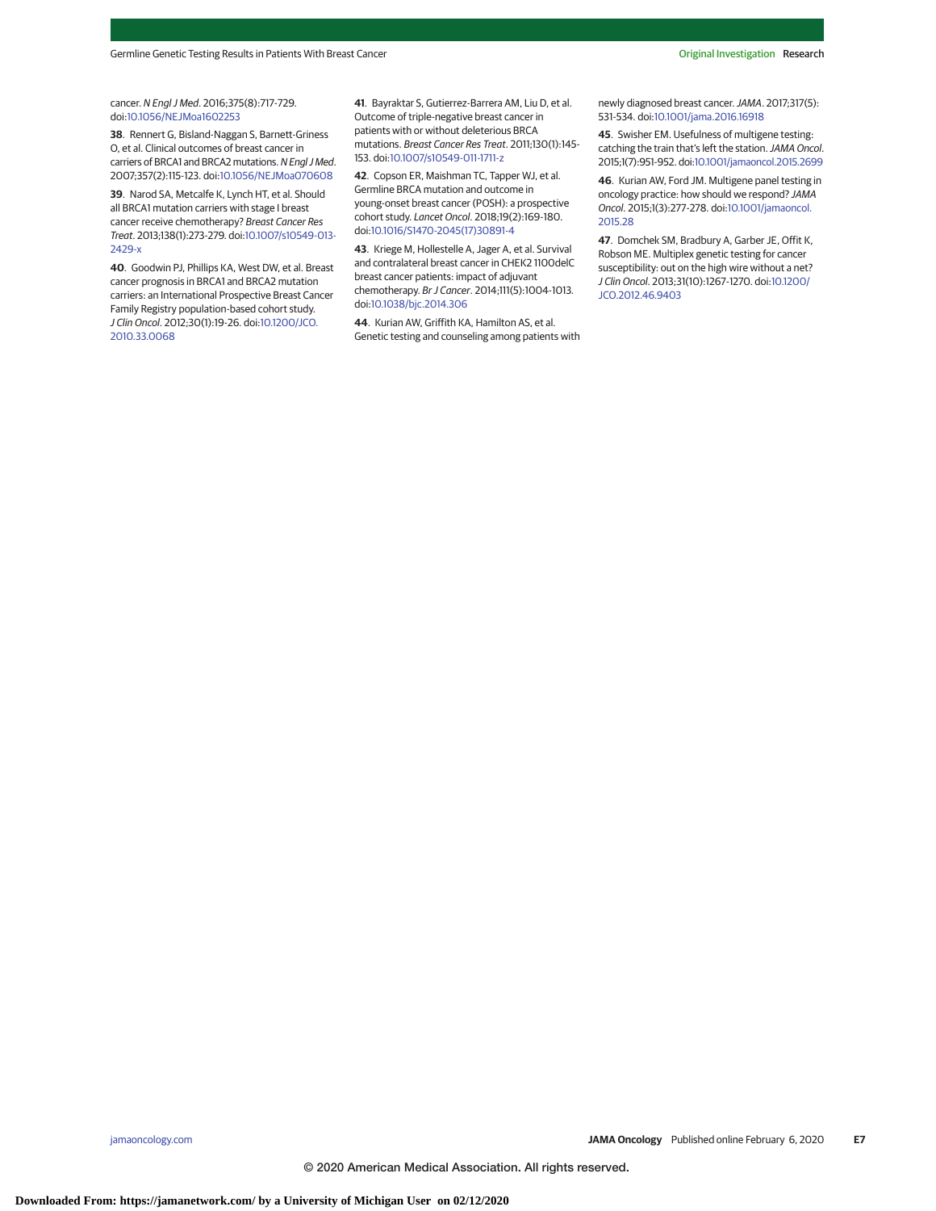cancer. *N Engl J Med*. 2016;375(8):717-729. doi:10.1056/NEJMoa1602253

**38**. Rennert G, Bisland-Naggan S, Barnett-Griness O, et al. Clinical outcomes of breast cancer in carriers of BRCA1 and BRCA2 mutations. *N Engl J Med*. 2007;357(2):115-123. doi:10.1056/NEJMoa070608

**39**. Narod SA, Metcalfe K, Lynch HT, et al. Should all BRCA1 mutation carriers with stage I breast cancer receive chemotherapy? *Breast Cancer Res Treat*. 2013;138(1):273-279. doi:10.1007/s10549-013-2429-x

**40**. Goodwin PJ, Phillips KA, West DW, et al. Breast cancer prognosis in BRCA1 and BRCA2 mutation carriers: an International Prospective Breast Cancer Family Registry population-based cohort study. *J Clin Oncol*. 2012;30(1):19-26. doi:10.1200/JCO.2010.33.0068

**41**. Bayraktar S, Gutierrez-Barrera AM, Liu D, et al. Outcome of triple-negative breast cancer in patients with or without deleterious BRCA mutations. *Breast Cancer Res Treat*. 2011;130(1):145-153. doi:10.1007/s10549-011-1711-z

**42**. Copson ER, Maishman TC, Tapper WJ, et al. Germline BRCA mutation and outcome in young-onset breast cancer (POSH): a prospective cohort study. *Lancet Oncol*. 2018;19(2):169-180. doi:10.1016/S1470-2045(17)30891-4

**43**. Kriege M, Hollestelle A, Jager A, et al. Survival and contralateral breast cancer in CHEK2 1100delC breast cancer patients: impact of adjuvant chemotherapy. *Br J Cancer*. 2014;111(5):1004-1013. doi:10.1038/bjc.2014.306

**44**. Kurian AW, Griffith KA, Hamilton AS, et al. Genetic testing and counseling among patients with newly diagnosed breast cancer. *JAMA*. 2017;317(5):531-534. doi:10.1001/jama.2016.16918

**45**. Swisher EM. Usefulness of multigene testing: catching the train that's left the station. *JAMA Oncol*. 2015;1(7):951-952. doi:10.1001/jamaoncol.2015.2699

**46**. Kurian AW, Ford JM. Multigene panel testing in oncology practice: how should we respond? *JAMA Oncol*. 2015;1(3):277-278. doi:10.1001/jamaoncol.2015.28

**47**. Domchek SM, Bradbury A, Garber JE, Offit K, Robson ME. Multiplex genetic testing for cancer susceptibility: out on the high wire without a net? *J Clin Oncol*. 2013;31(10):1267-1270. doi:10.1200/JCO.2012.46.9403